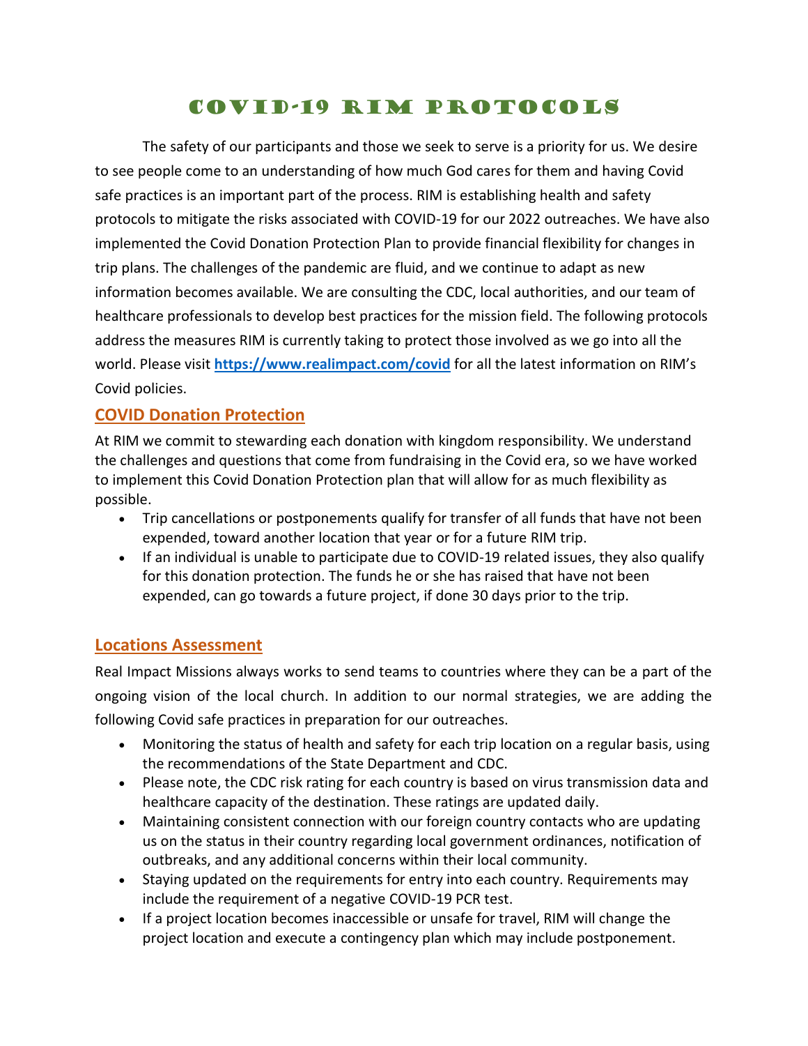# COVID-19 RIM PROTOCOLS

The safety of our participants and those we seek to serve is a priority for us. We desire to see people come to an understanding of how much God cares for them and having Covid safe practices is an important part of the process. RIM is establishing health and safety protocols to mitigate the risks associated with COVID-19 for our 2022 outreaches. We have also implemented the Covid Donation Protection Plan to provide financial flexibility for changes in trip plans. The challenges of the pandemic are fluid, and we continue to adapt as new information becomes available. We are consulting the CDC, local authorities, and our team of healthcare professionals to develop best practices for the mission field. The following protocols address the measures RIM is currently taking to protect those involved as we go into all the world. Please visit **https://www.realimpact.com/covid** for all the latest information on RIM's Covid policies.

## COVID Donation Protection

At RIM we commit to stewarding each donation with kingdom responsibility. We understand the challenges and questions that come from fundraising in the Covid era, so we have worked to implement this Covid Donation Protection plan that will allow for as much flexibility as possible.

- Trip cancellations or postponements qualify for transfer of all funds that have not been expended, toward another location that year or for a future RIM trip.
- If an individual is unable to participate due to COVID-19 related issues, they also qualify for this donation protection. The funds he or she has raised that have not been expended, can go towards a future project, if done 30 days prior to the trip.

## Locations Assessment

Real Impact Missions always works to send teams to countries where they can be a part of the ongoing vision of the local church. In addition to our normal strategies, we are adding the following Covid safe practices in preparation for our outreaches.

- Monitoring the status of health and safety for each trip location on a regular basis, using the recommendations of the State Department and CDC.
- Please note, the CDC risk rating for each country is based on virus transmission data and healthcare capacity of the destination. These ratings are updated daily.
- Maintaining consistent connection with our foreign country contacts who are updating us on the status in their country regarding local government ordinances, notification of outbreaks, and any additional concerns within their local community.
- Staying updated on the requirements for entry into each country. Requirements may include the requirement of a negative COVID-19 PCR test.
- If a project location becomes inaccessible or unsafe for travel, RIM will change the project location and execute a contingency plan which may include postponement.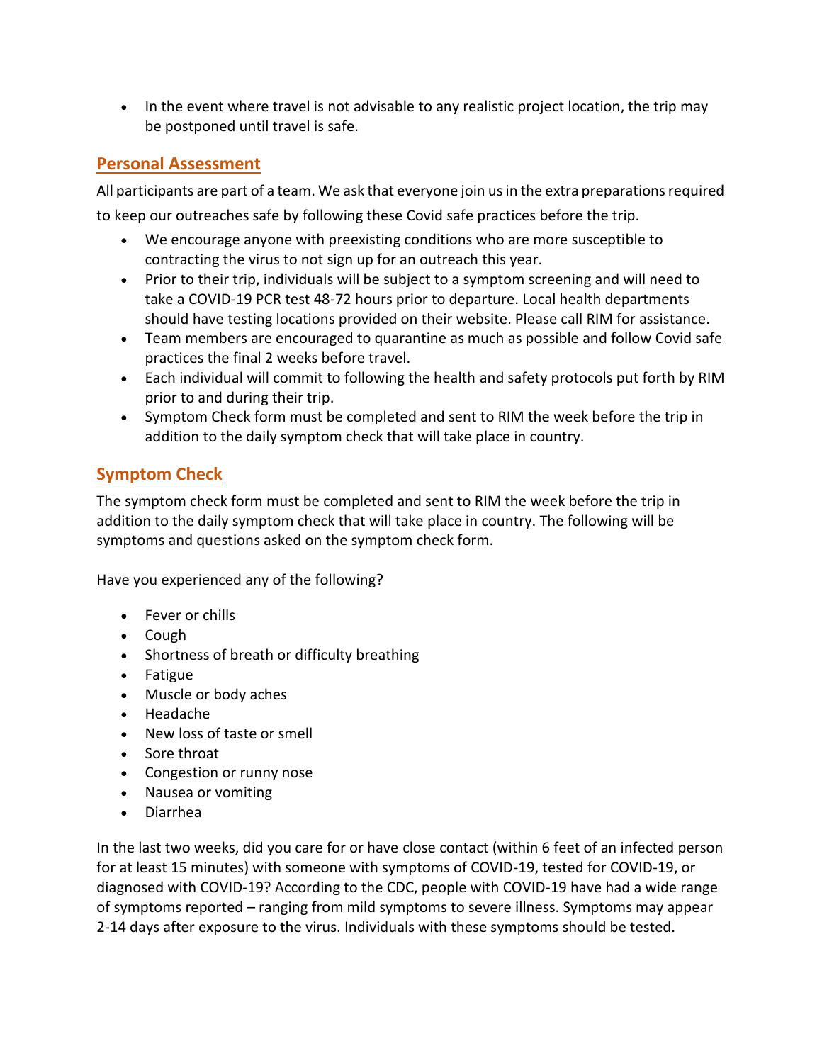- In the event where travel is not advisable to any realistic project location, the trip may be postponed until travel is safe.

## Personal Assessment

All participants are part of a team. We ask that everyone join us in the extra preparations required to keep our outreaches safe by following these Covid safe practices before the trip.

- We encourage anyone with preexisting conditions who are more susceptible to contracting the virus to not sign up for an outreach this year.
- Prior to their trip, individuals will be subject to a symptom screening and will need to take a COVID-19 PCR test 48-72 hours prior to departure. Local health departments should have testing locations provided on their website. Please call RIM for assistance.
- Team members are encouraged to quarantine as much as possible and follow Covid safe practices the final 2 weeks before travel.
- Each individual will commit to following the health and safety protocols put forth by RIM prior to and during their trip.
- Symptom Check form must be completed and sent to RIM the week before the trip in addition to the daily symptom check that will take place in country.

## Symptom Check

The symptom check form must be completed and sent to RIM the week before the trip in addition to the daily symptom check that will take place in country. The following will be symptoms and questions asked on the symptom check form.

Have you experienced any of the following?

- Fever or chills
- Cough
- Shortness of breath or difficulty breathing
- Fatigue
- Muscle or body aches
- Headache
- New loss of taste or smell
- Sore throat
- Congestion or runny nose
- Nausea or vomiting
- Diarrhea

In the last two weeks, did you care for or have close contact (within 6 feet of an infected person for at least 15 minutes) with someone with symptoms of COVID-19, tested for COVID-19, or diagnosed with COVID-19? According to the CDC, people with COVID-19 have had a wide range of symptoms reported – ranging from mild symptoms to severe illness. Symptoms may appear 2-14 days after exposure to the virus. Individuals with these symptoms should be tested.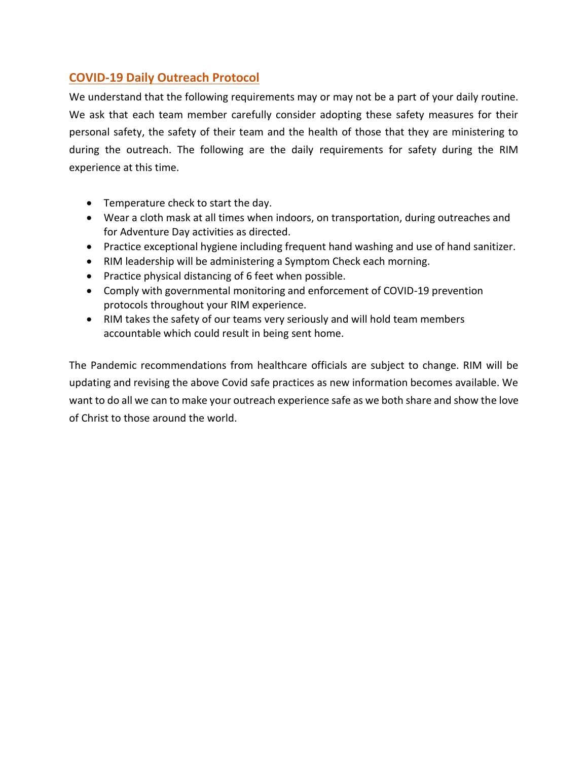## COVID-19 Daily Outreach Protocol

We understand that the following requirements may or may not be a part of your daily routine. We ask that each team member carefully consider adopting these safety measures for their personal safety, the safety of their team and the health of those that they are ministering to during the outreach. The following are the daily requirements for safety during the RIM experience at this time.

- Temperature check to start the day.
- Wear a cloth mask at all times when indoors, on transportation, during outreaches and for Adventure Day activities as directed.
- Practice exceptional hygiene including frequent hand washing and use of hand sanitizer.
- RIM leadership will be administering a Symptom Check each morning.
- Practice physical distancing of 6 feet when possible.
- Comply with governmental monitoring and enforcement of COVID-19 prevention protocols throughout your RIM experience.
- RIM takes the safety of our teams very seriously and will hold team members accountable which could result in being sent home.

The Pandemic recommendations from healthcare officials are subject to change. RIM will be updating and revising the above Covid safe practices as new information becomes available. We want to do all we can to make your outreach experience safe as we both share and show the love of Christ to those around the world.